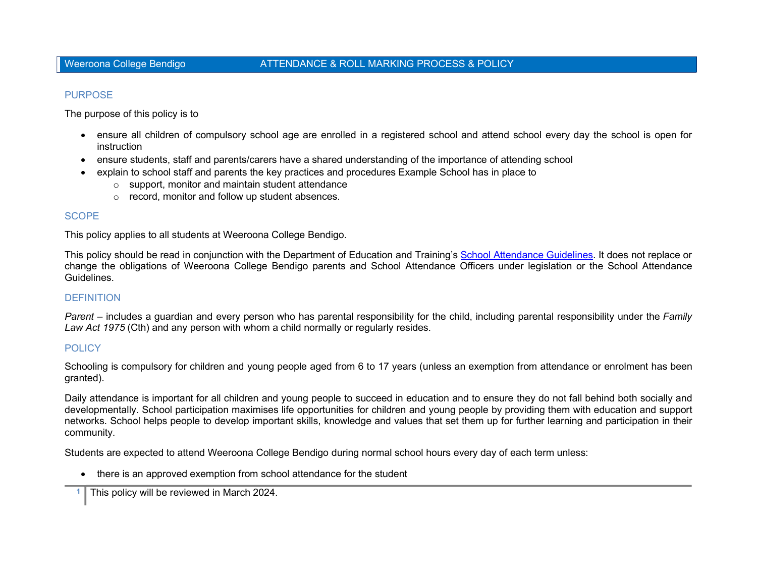# ATTENDANCE & ROLL MARKING PROCESS & POLICY

## PURPOSE

The purpose of this policy is to

- ensure all children of compulsory school age are enrolled in a registered school and attend school every day the school is open for instruction
- ensure students, staff and parents/carers have a shared understanding of the importance of attending school
- explain to school staff and parents the key practices and procedures Example School has in place to
  - support, monitor and maintain student attendance
  - record, monitor and follow up student absences.

## SCOPE

This policy applies to all students at Weeroona College Bendigo.

This policy should be read in conjunction with the Department of Education and Training's [School Attendance Guidelines](). It does not replace or change the obligations of Weeroona College Bendigo parents and School Attendance Officers under legislation or the School Attendance Guidelines.

## DEFINITION

*Parent* – includes a guardian and every person who has parental responsibility for the child, including parental responsibility under the *Family Law Act 1975* (Cth) and any person with whom a child normally or regularly resides.

## POLICY

Schooling is compulsory for children and young people aged from 6 to 17 years (unless an exemption from attendance or enrolment has been granted).

Daily attendance is important for all children and young people to succeed in education and to ensure they do not fall behind both socially and developmentally. School participation maximises life opportunities for children and young people by providing them with education and support networks. School helps people to develop important skills, knowledge and values that set them up for further learning and participation in their community.

Students are expected to attend Weeroona College Bendigo during normal school hours every day of each term unless:

- there is an approved exemption from school attendance for the student

This policy will be reviewed in March 2024.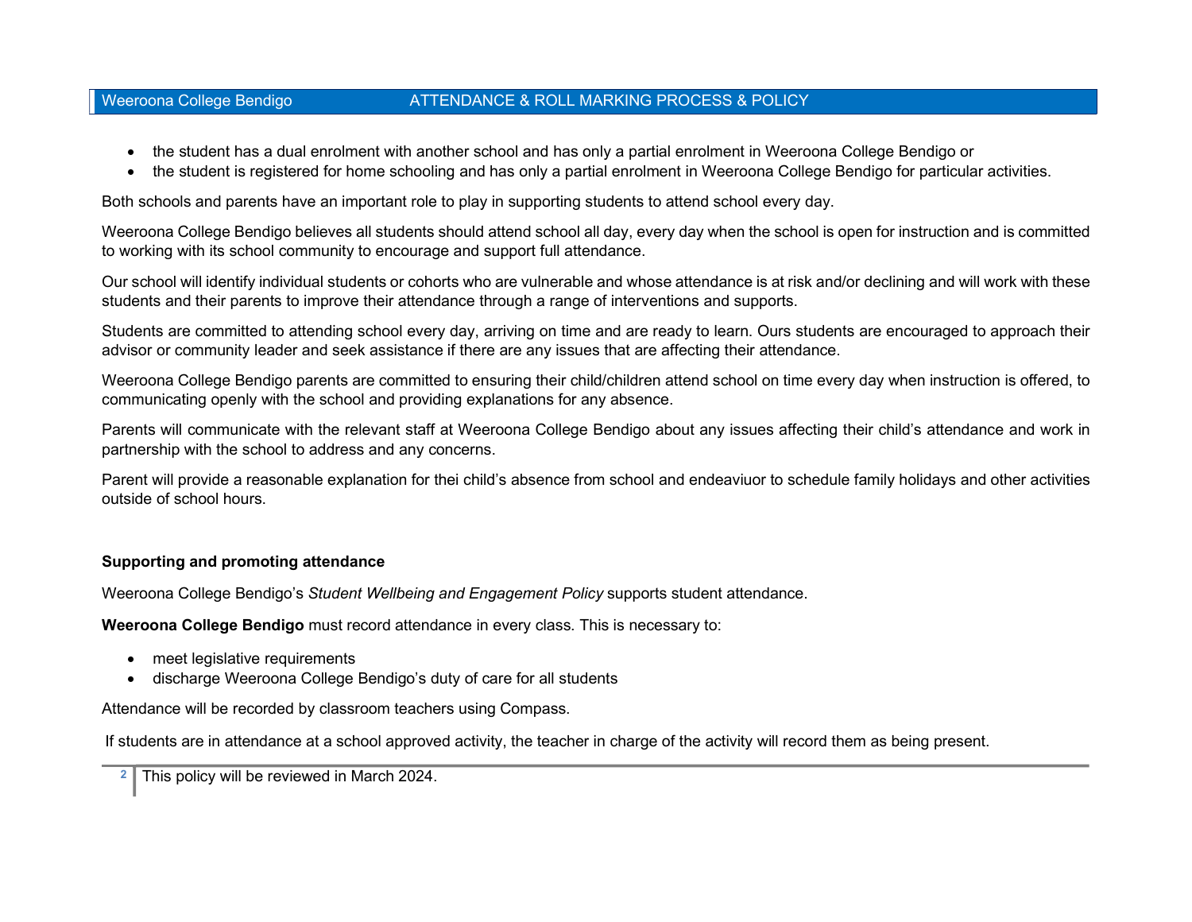- the student has a dual enrolment with another school and has only a partial enrolment in Weeroona College Bendigo or
- the student is registered for home schooling and has only a partial enrolment in Weeroona College Bendigo for particular activities.

Both schools and parents have an important role to play in supporting students to attend school every day.

Weeroona College Bendigo believes all students should attend school all day, every day when the school is open for instruction and is committed to working with its school community to encourage and support full attendance.

Our school will identify individual students or cohorts who are vulnerable and whose attendance is at risk and/or declining and will work with these students and their parents to improve their attendance through a range of interventions and supports.

Students are committed to attending school every day, arriving on time and are ready to learn. Ours students are encouraged to approach their advisor or community leader and seek assistance if there are any issues that are affecting their attendance.

Weeroona College Bendigo parents are committed to ensuring their child/children attend school on time every day when instruction is offered, to communicating openly with the school and providing explanations for any absence.

Parents will communicate with the relevant staff at Weeroona College Bendigo about any issues affecting their child's attendance and work in partnership with the school to address and any concerns.

Parent will provide a reasonable explanation for thei child's absence from school and endeaviuor to schedule family holidays and other activities outside of school hours.

**Supporting and promoting attendance**

Weeroona College Bendigo's *Student Wellbeing and Engagement Policy* supports student attendance.

**Weeroona College Bendigo** must record attendance in every class. This is necessary to:

- meet legislative requirements
- discharge Weeroona College Bendigo's duty of care for all students

Attendance will be recorded by classroom teachers using Compass.

If students are in attendance at a school approved activity, the teacher in charge of the activity will record them as being present.

This policy will be reviewed in March 2024.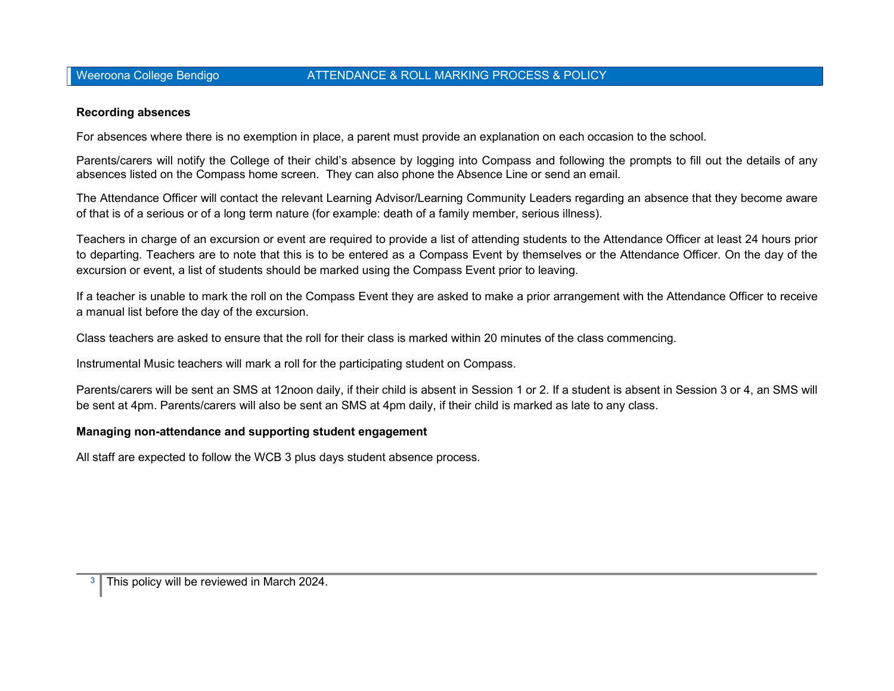**Recording absences**

For absences where there is no exemption in place, a parent must provide an explanation on each occasion to the school.

Parents/carers will notify the College of their child's absence by logging into Compass and following the prompts to fill out the details of any absences listed on the Compass home screen. They can also phone the Absence Line or send an email.

The Attendance Officer will contact the relevant Learning Advisor/Learning Community Leaders regarding an absence that they become aware of that is of a serious or of a long term nature (for example: death of a family member, serious illness).

Teachers in charge of an excursion or event are required to provide a list of attending students to the Attendance Officer at least 24 hours prior to departing. Teachers are to note that this is to be entered as a Compass Event by themselves or the Attendance Officer. On the day of the excursion or event, a list of students should be marked using the Compass Event prior to leaving.

If a teacher is unable to mark the roll on the Compass Event they are asked to make a prior arrangement with the Attendance Officer to receive a manual list before the day of the excursion.

Class teachers are asked to ensure that the roll for their class is marked within 20 minutes of the class commencing.

Instrumental Music teachers will mark a roll for the participating student on Compass.

Parents/carers will be sent an SMS at 12noon daily, if their child is absent in Session 1 or 2. If a student is absent in Session 3 or 4, an SMS will be sent at 4pm. Parents/carers will also be sent an SMS at 4pm daily, if their child is marked as late to any class.

**Managing non-attendance and supporting student engagement**

All staff are expected to follow the WCB 3 plus days student absence process.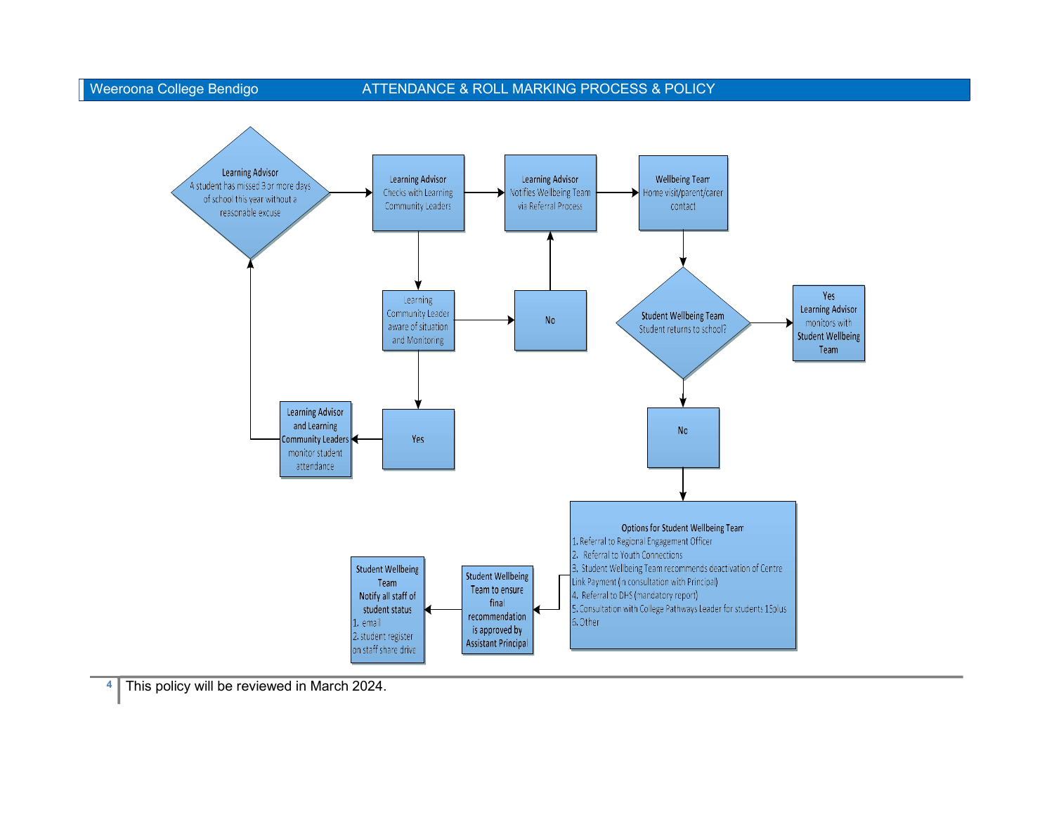Learning Advisor
A student has missed 3 or more days of school this year without a reasonable excuse

Learning Advisor
Checks with Learning Community Leaders

Learning Advisor
Notifies Wellbeing Team via Referral Process

Wellbeing Team
Home visit/parent/carer contact

Learning Community Leader aware of situation and Monitoring

No

Student Wellbeing Team
Student returns to school?

Yes
Learning Advisor monitors with Student Wellbeing Team

Learning Advisor and Learning Community Leaders monitor student attendance

Yes

No

Options for Student Wellbeing Team
1. Referral to Regional Engagement Officer
2. Referral to Youth Connections
3. Student Wellbeing Team recommends deactivation of Centre Link Payment (in consultation with Principal)
4. Referral to DHS (mandatory report)
5. Consultation with College Pathways Leader for students 15plus
6. Other

Student Wellbeing Team to ensure final recommendation is approved by Assistant Principal

Student Wellbeing Team
Notify all staff of student status
1. email
2. student register on staff share drive

This policy will be reviewed in March 2024.